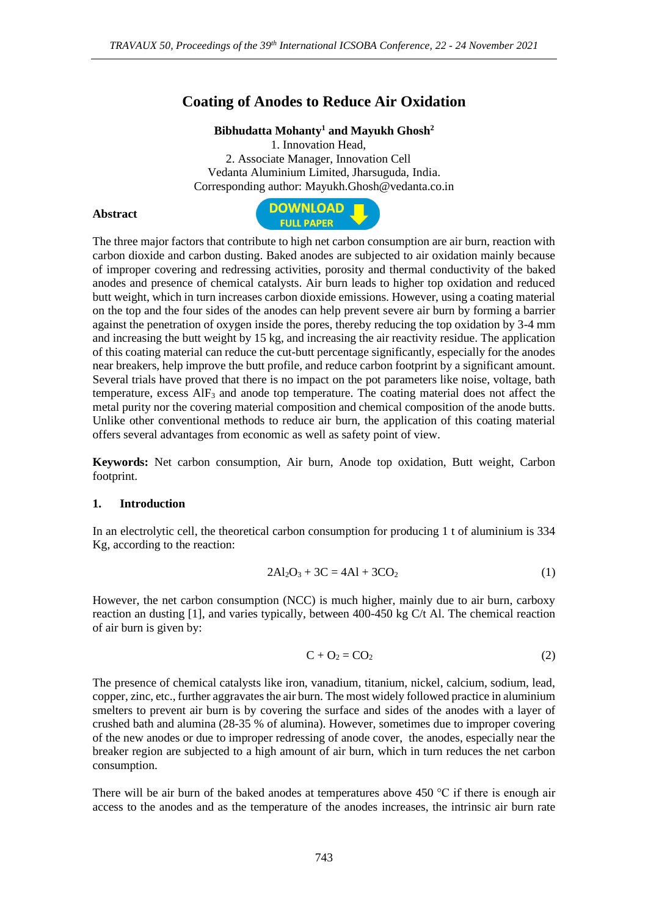# Coating of Anodes to Reduce Air Oxidation

**Bibhudatta Mohanty[1] and Mayukh Ghosh[2]**

1. Innovation Head,
2. Associate Manager, Innovation Cell

Vedanta Aluminium Limited, Jharsuguda, India.
Corresponding author: Mayukh.Ghosh@vedanta.co.in

## Abstract

The three major factors that contribute to high net carbon consumption are air burn, reaction with carbon dioxide and carbon dusting. Baked anodes are subjected to air oxidation mainly because of improper covering and redressing activities, porosity and thermal conductivity of the baked anodes and presence of chemical catalysts. Air burn leads to higher top oxidation and reduced butt weight, which in turn increases carbon dioxide emissions. However, using a coating material on the top and the four sides of the anodes can help prevent severe air burn by forming a barrier against the penetration of oxygen inside the pores, thereby reducing the top oxidation by 3-4 mm and increasing the butt weight by 15 kg, and increasing the air reactivity residue. The application of this coating material can reduce the cut-butt percentage significantly, especially for the anodes near breakers, help improve the butt profile, and reduce carbon footprint by a significant amount. Several trials have proved that there is no impact on the pot parameters like noise, voltage, bath temperature, excess $AlF_3$ and anode top temperature. The coating material does not affect the metal purity nor the covering material composition and chemical composition of the anode butts. Unlike other conventional methods to reduce air burn, the application of this coating material offers several advantages from economic as well as safety point of view.

**Keywords:** Net carbon consumption, Air burn, Anode top oxidation, Butt weight, Carbon footprint.

## 1. Introduction

In an electrolytic cell, the theoretical carbon consumption for producing 1 t of aluminium is 334 Kg, according to the reaction:

$$2Al_2O_3 + 3C = 4Al + 3CO_2 \tag{1}$$

However, the net carbon consumption (NCC) is much higher, mainly due to air burn, carboxy reaction an dusting [1], and varies typically, between 400-450 kg C/t Al. The chemical reaction of air burn is given by:

$$C + O_2 = CO_2 \tag{2}$$

The presence of chemical catalysts like iron, vanadium, titanium, nickel, calcium, sodium, lead, copper, zinc, etc., further aggravates the air burn. The most widely followed practice in aluminium smelters to prevent air burn is by covering the surface and sides of the anodes with a layer of crushed bath and alumina (28-35 % of alumina). However, sometimes due to improper covering of the new anodes or due to improper redressing of anode cover, the anodes, especially near the breaker region are subjected to a high amount of air burn, which in turn reduces the net carbon consumption.

There will be air burn of the baked anodes at temperatures above 450 °C if there is enough air access to the anodes and as the temperature of the anodes increases, the intrinsic air burn rate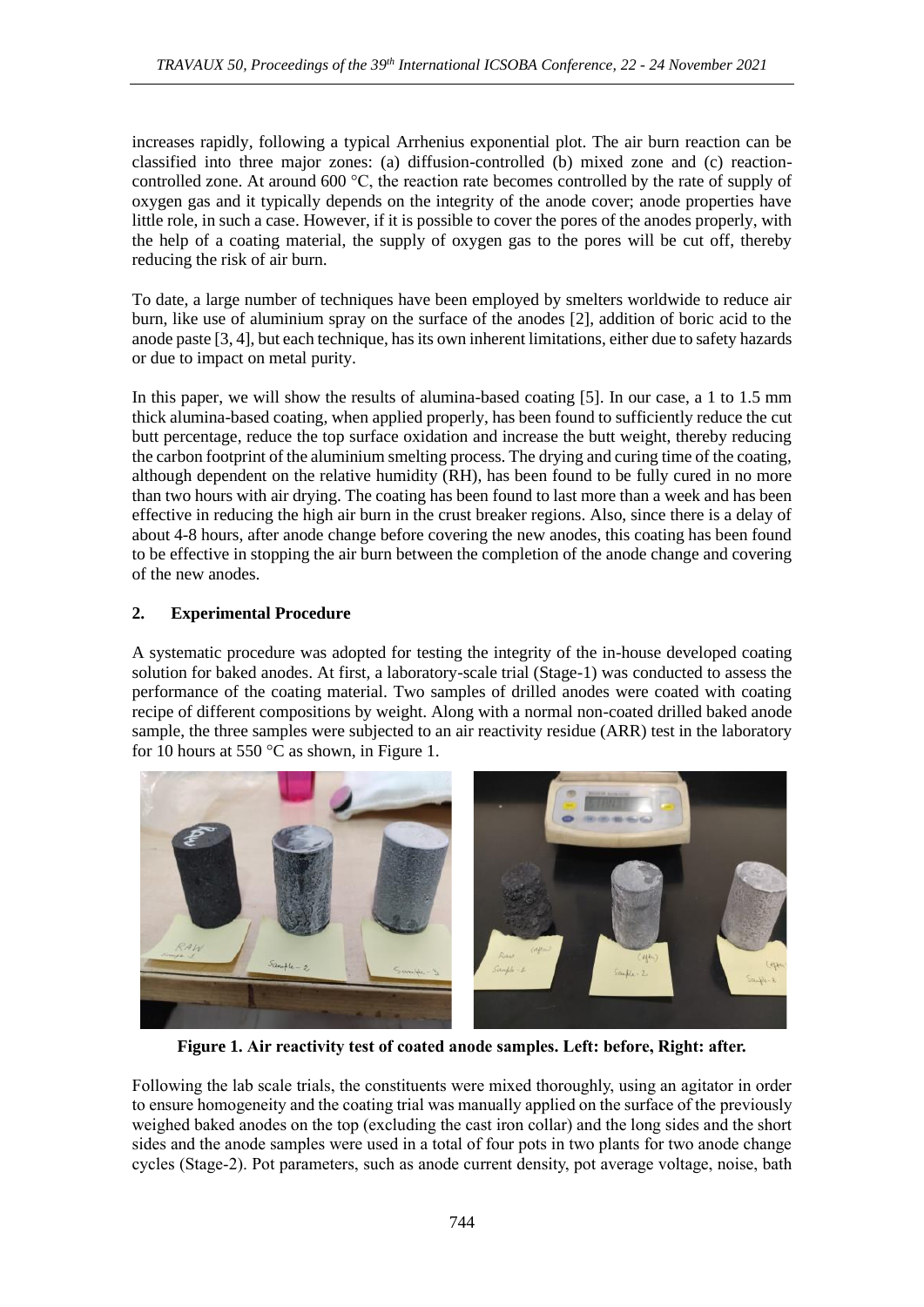increases rapidly, following a typical Arrhenius exponential plot. The air burn reaction can be classified into three major zones: (a) diffusion-controlled (b) mixed zone and (c) reaction-controlled zone. At around 600 °C, the reaction rate becomes controlled by the rate of supply of oxygen gas and it typically depends on the integrity of the anode cover; anode properties have little role, in such a case. However, if it is possible to cover the pores of the anodes properly, with the help of a coating material, the supply of oxygen gas to the pores will be cut off, thereby reducing the risk of air burn.

To date, a large number of techniques have been employed by smelters worldwide to reduce air burn, like use of aluminium spray on the surface of the anodes [2], addition of boric acid to the anode paste [3, 4], but each technique, has its own inherent limitations, either due to safety hazards or due to impact on metal purity.

In this paper, we will show the results of alumina-based coating [5]. In our case, a 1 to 1.5 mm thick alumina-based coating, when applied properly, has been found to sufficiently reduce the cut butt percentage, reduce the top surface oxidation and increase the butt weight, thereby reducing the carbon footprint of the aluminium smelting process. The drying and curing time of the coating, although dependent on the relative humidity (RH), has been found to be fully cured in no more than two hours with air drying. The coating has been found to last more than a week and has been effective in reducing the high air burn in the crust breaker regions. Also, since there is a delay of about 4-8 hours, after anode change before covering the new anodes, this coating has been found to be effective in stopping the air burn between the completion of the anode change and covering of the new anodes.

## 2. Experimental Procedure

A systematic procedure was adopted for testing the integrity of the in-house developed coating solution for baked anodes. At first, a laboratory-scale trial (Stage-1) was conducted to assess the performance of the coating material. Two samples of drilled anodes were coated with coating recipe of different compositions by weight. Along with a normal non-coated drilled baked anode sample, the three samples were subjected to an air reactivity residue (ARR) test in the laboratory for 10 hours at 550 °C as shown, in Figure 1.

**Figure 1. Air reactivity test of coated anode samples. Left: before, Right: after.**

Following the lab scale trials, the constituents were mixed thoroughly, using an agitator in order to ensure homogeneity and the coating trial was manually applied on the surface of the previously weighed baked anodes on the top (excluding the cast iron collar) and the long sides and the short sides and the anode samples were used in a total of four pots in two plants for two anode change cycles (Stage-2). Pot parameters, such as anode current density, pot average voltage, noise, bath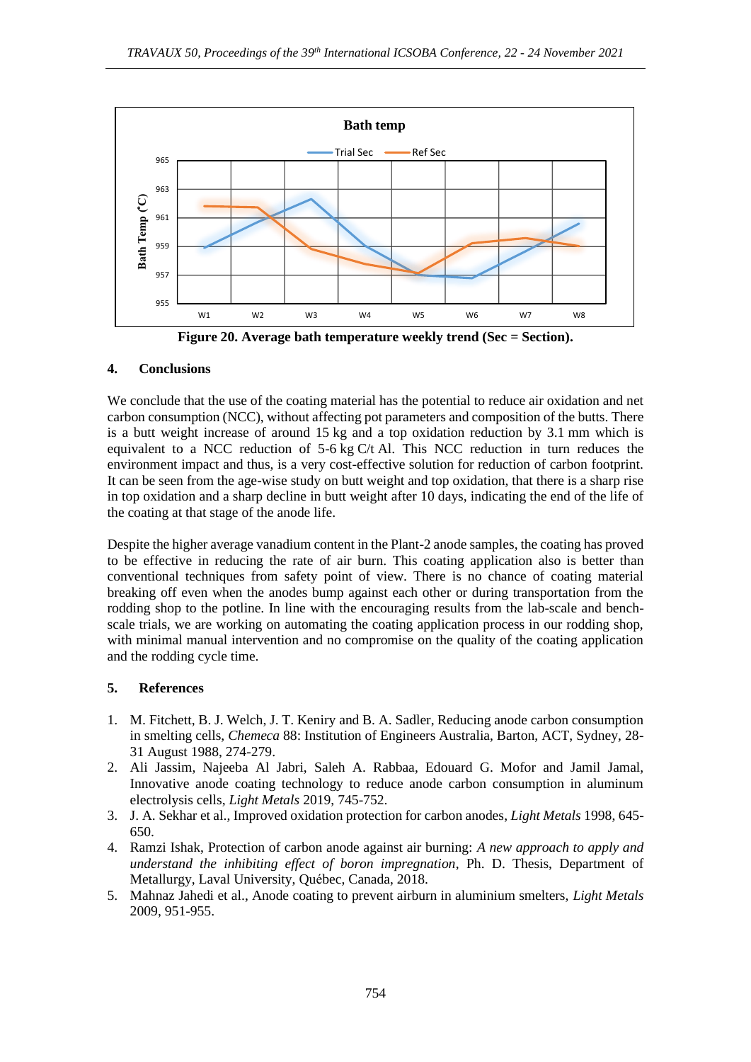Bath temp

Trial Sec  Ref Sec

Bath Temp (°C)

965
963
961
959
957
955

W1 W2 W3 W4 W5 W6 W7 W8

**Figure 20. Average bath temperature weekly trend (Sec = Section).**

## 4. Conclusions

We conclude that the use of the coating material has the potential to reduce air oxidation and net carbon consumption (NCC), without affecting pot parameters and composition of the butts. There is a butt weight increase of around 15 kg and a top oxidation reduction by 3.1 mm which is equivalent to a NCC reduction of 5-6 kg C/t Al. This NCC reduction in turn reduces the environment impact and thus, is a very cost-effective solution for reduction of carbon footprint. It can be seen from the age-wise study on butt weight and top oxidation, that there is a sharp rise in top oxidation and a sharp decline in butt weight after 10 days, indicating the end of the life of the coating at that stage of the anode life.

Despite the higher average vanadium content in the Plant-2 anode samples, the coating has proved to be effective in reducing the rate of air burn. This coating application also is better than conventional techniques from safety point of view. There is no chance of coating material breaking off even when the anodes bump against each other or during transportation from the rodding shop to the potline. In line with the encouraging results from the lab-scale and bench-scale trials, we are working on automating the coating application process in our rodding shop, with minimal manual intervention and no compromise on the quality of the coating application and the rodding cycle time.

## 5. References

1. M. Fitchett, B. J. Welch, J. T. Keniry and B. A. Sadler, Reducing anode carbon consumption in smelting cells, *Chemeca* 88: Institution of Engineers Australia, Barton, ACT, Sydney, 28-31 August 1988, 274-279.
2. Ali Jassim, Najeeba Al Jabri, Saleh A. Rabbaa, Edouard G. Mofor and Jamil Jamal, Innovative anode coating technology to reduce anode carbon consumption in aluminum electrolysis cells, *Light Metals* 2019, 745-752.
3. J. A. Sekhar et al., Improved oxidation protection for carbon anodes, *Light Metals* 1998, 645-650.
4. Ramzi Ishak, Protection of carbon anode against air burning: *A new approach to apply and understand the inhibiting effect of boron impregnation*, Ph. D. Thesis, Department of Metallurgy, Laval University, Québec, Canada, 2018.
5. Mahnaz Jahedi et al., Anode coating to prevent airburn in aluminium smelters, *Light Metals* 2009, 951-955.